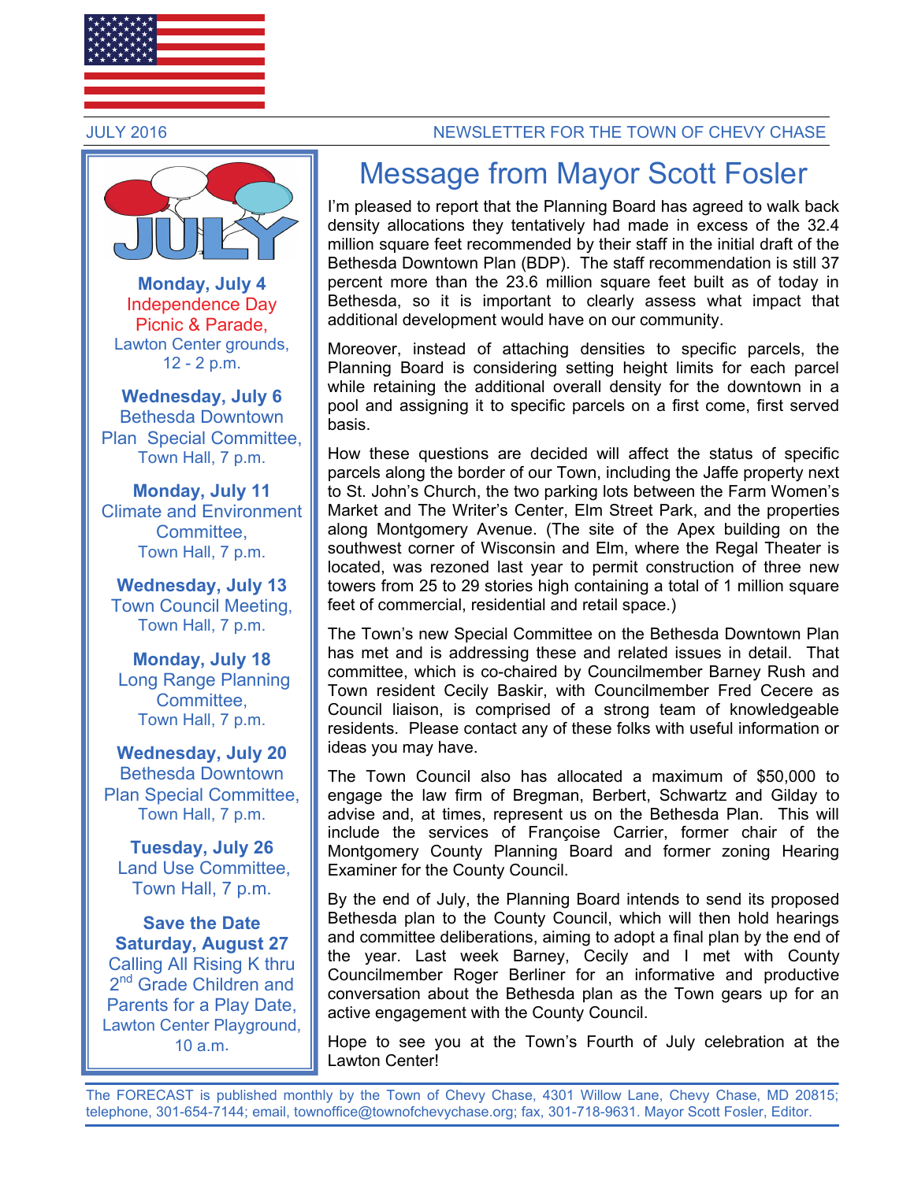JULY 2016 — NEWSLETTER FOR THE TOWN OF CHEVY CHASE

**Monday, July 4**
Independence Day Picnic & Parade,
Lawton Center grounds,
12 - 2 p.m.

**Wednesday, July 6**
Bethesda Downtown Plan Special Committee,
Town Hall, 7 p.m.

**Monday, July 11**
Climate and Environment Committee,
Town Hall, 7 p.m.

**Wednesday, July 13**
Town Council Meeting,
Town Hall, 7 p.m.

**Monday, July 18**
Long Range Planning Committee,
Town Hall, 7 p.m.

**Wednesday, July 20**
Bethesda Downtown Plan Special Committee,
Town Hall, 7 p.m.

**Tuesday, July 26**
Land Use Committee,
Town Hall, 7 p.m.

**Save the Date**
**Saturday, August 27**
Calling All Rising K thru 2nd Grade Children and Parents for a Play Date,
Lawton Center Playground,
10 a.m.

# Message from Mayor Scott Fosler

I'm pleased to report that the Planning Board has agreed to walk back density allocations they tentatively had made in excess of the 32.4 million square feet recommended by their staff in the initial draft of the Bethesda Downtown Plan (BDP). The staff recommendation is still 37 percent more than the 23.6 million square feet built as of today in Bethesda, so it is important to clearly assess what impact that additional development would have on our community.

Moreover, instead of attaching densities to specific parcels, the Planning Board is considering setting height limits for each parcel while retaining the additional overall density for the downtown in a pool and assigning it to specific parcels on a first come, first served basis.

How these questions are decided will affect the status of specific parcels along the border of our Town, including the Jaffe property next to St. John's Church, the two parking lots between the Farm Women's Market and The Writer's Center, Elm Street Park, and the properties along Montgomery Avenue. (The site of the Apex building on the southwest corner of Wisconsin and Elm, where the Regal Theater is located, was rezoned last year to permit construction of three new towers from 25 to 29 stories high containing a total of 1 million square feet of commercial, residential and retail space.)

The Town's new Special Committee on the Bethesda Downtown Plan has met and is addressing these and related issues in detail. That committee, which is co-chaired by Councilmember Barney Rush and Town resident Cecily Baskir, with Councilmember Fred Cecere as Council liaison, is comprised of a strong team of knowledgeable residents. Please contact any of these folks with useful information or ideas you may have.

The Town Council also has allocated a maximum of $50,000 to engage the law firm of Bregman, Berbert, Schwartz and Gilday to advise and, at times, represent us on the Bethesda Plan. This will include the services of Françoise Carrier, former chair of the Montgomery County Planning Board and former zoning Hearing Examiner for the County Council.

By the end of July, the Planning Board intends to send its proposed Bethesda plan to the County Council, which will then hold hearings and committee deliberations, aiming to adopt a final plan by the end of the year. Last week Barney, Cecily and I met with County Councilmember Roger Berliner for an informative and productive conversation about the Bethesda plan as the Town gears up for an active engagement with the County Council.

Hope to see you at the Town's Fourth of July celebration at the Lawton Center!

The FORECAST is published monthly by the Town of Chevy Chase, 4301 Willow Lane, Chevy Chase, MD 20815; telephone, 301-654-7144; email, townoffice@townofchevychase.org; fax, 301-718-9631. Mayor Scott Fosler, Editor.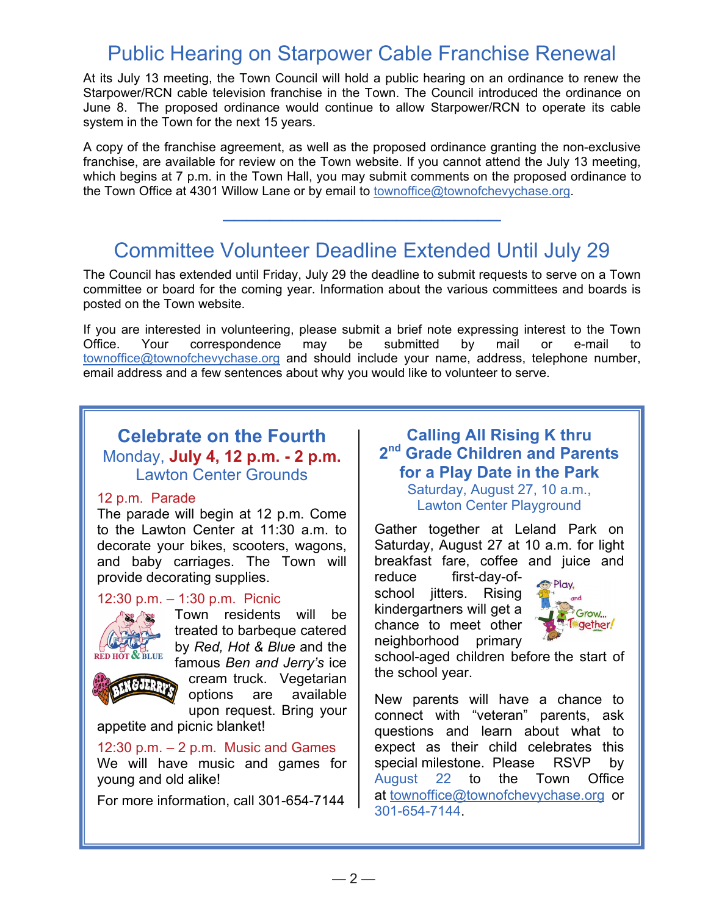## Public Hearing on Starpower Cable Franchise Renewal

At its July 13 meeting, the Town Council will hold a public hearing on an ordinance to renew the Starpower/RCN cable television franchise in the Town. The Council introduced the ordinance on June 8. The proposed ordinance would continue to allow Starpower/RCN to operate its cable system in the Town for the next 15 years.

A copy of the franchise agreement, as well as the proposed ordinance granting the non-exclusive franchise, are available for review on the Town website. If you cannot attend the July 13 meeting, which begins at 7 p.m. in the Town Hall, you may submit comments on the proposed ordinance to the Town Office at 4301 Willow Lane or by email to townoffice@townofchevychase.org.

---

## Committee Volunteer Deadline Extended Until July 29

The Council has extended until Friday, July 29 the deadline to submit requests to serve on a Town committee or board for the coming year. Information about the various committees and boards is posted on the Town website.

If you are interested in volunteering, please submit a brief note expressing interest to the Town Office. Your correspondence may be submitted by mail or e-mail to townoffice@townofchevychase.org and should include your name, address, telephone number, email address and a few sentences about why you would like to volunteer to serve.

### Celebrate on the Fourth

Monday, **July 4, 12 p.m. - 2 p.m.**
Lawton Center Grounds

**12 p.m. Parade**
The parade will begin at 12 p.m. Come to the Lawton Center at 11:30 a.m. to decorate your bikes, scooters, wagons, and baby carriages. The Town will provide decorating supplies.

**12:30 p.m. – 1:30 p.m. Picnic**
Town residents will be treated to barbeque catered by *Red, Hot & Blue* and the famous *Ben and Jerry's* ice cream truck. Vegetarian options are available upon request. Bring your appetite and picnic blanket!

**12:30 p.m. – 2 p.m. Music and Games**
We will have music and games for young and old alike!

For more information, call 301-654-7144

### Calling All Rising K thru 2nd Grade Children and Parents for a Play Date in the Park

Saturday, August 27, 10 a.m.,
Lawton Center Playground

Gather together at Leland Park on Saturday, August 27 at 10 a.m. for light breakfast fare, coffee and juice and reduce first-day-of-school jitters. Rising kindergartners will get a chance to meet other neighborhood primary school-aged children before the start of the school year.

New parents will have a chance to connect with "veteran" parents, ask questions and learn about what to expect as their child celebrates this special milestone. Please RSVP by August 22 to the Town Office at townoffice@townofchevychase.org or 301-654-7144.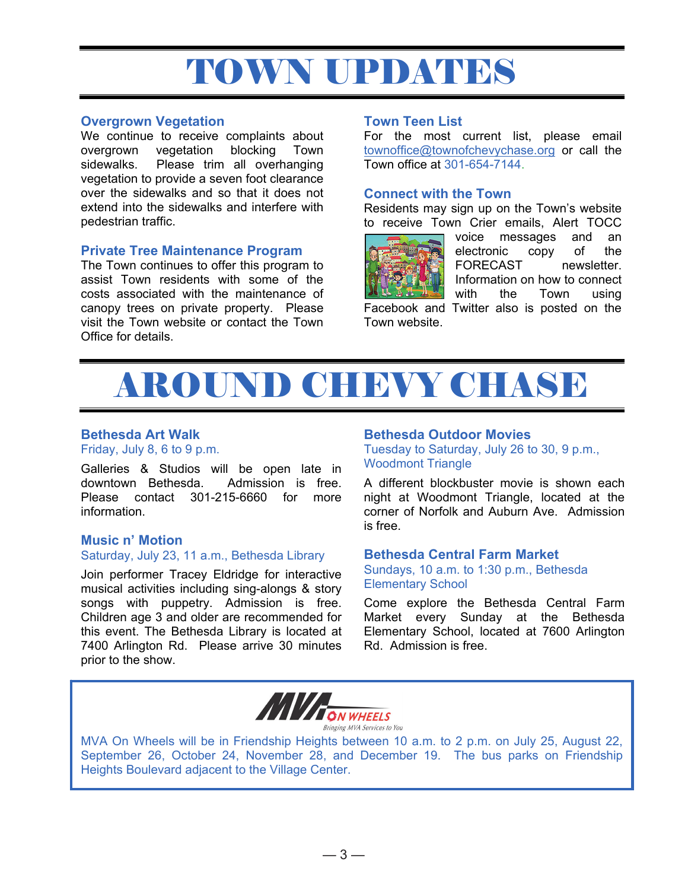# TOWN UPDATES

### Overgrown Vegetation

We continue to receive complaints about overgrown vegetation blocking Town sidewalks. Please trim all overhanging vegetation to provide a seven foot clearance over the sidewalks and so that it does not extend into the sidewalks and interfere with pedestrian traffic.

### Private Tree Maintenance Program

The Town continues to offer this program to assist Town residents with some of the costs associated with the maintenance of canopy trees on private property. Please visit the Town website or contact the Town Office for details.

### Town Teen List

For the most current list, please email townoffice@townofchevychase.org or call the Town office at 301-654-7144.

### Connect with the Town

Residents may sign up on the Town's website to receive Town Crier emails, Alert TOCC voice messages and an electronic copy of the FORECAST newsletter. Information on how to connect with the Town using Facebook and Twitter also is posted on the Town website.

# AROUND CHEVY CHASE

### Bethesda Art Walk

Friday, July 8, 6 to 9 p.m.

Galleries & Studios will be open late in downtown Bethesda. Admission is free. Please contact 301-215-6660 for more information.

### Music n' Motion

Saturday, July 23, 11 a.m., Bethesda Library

Join performer Tracey Eldridge for interactive musical activities including sing-alongs & story songs with puppetry. Admission is free. Children age 3 and older are recommended for this event. The Bethesda Library is located at 7400 Arlington Rd. Please arrive 30 minutes prior to the show.

### Bethesda Outdoor Movies

Tuesday to Saturday, July 26 to 30, 9 p.m., Woodmont Triangle

A different blockbuster movie is shown each night at Woodmont Triangle, located at the corner of Norfolk and Auburn Ave. Admission is free.

### Bethesda Central Farm Market

Sundays, 10 a.m. to 1:30 p.m., Bethesda Elementary School

Come explore the Bethesda Central Farm Market every Sunday at the Bethesda Elementary School, located at 7600 Arlington Rd. Admission is free.

**MVA ON WHEELS**
*Bringing MVA Services to You*

MVA On Wheels will be in Friendship Heights between 10 a.m. to 2 p.m. on July 25, August 22, September 26, October 24, November 28, and December 19. The bus parks on Friendship Heights Boulevard adjacent to the Village Center.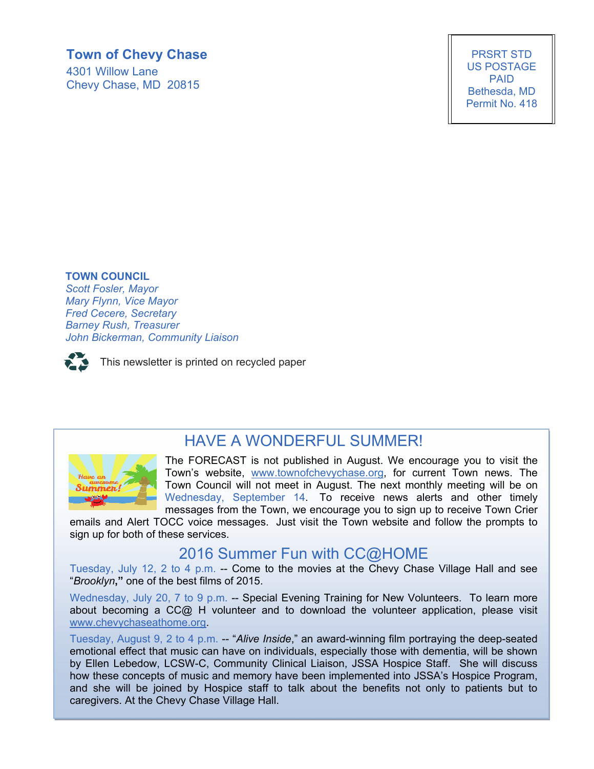**Town of Chevy Chase**
4301 Willow Lane
Chevy Chase, MD 20815

PRSRT STD
US POSTAGE
PAID
Bethesda, MD
Permit No. 418

**TOWN COUNCIL**
*Scott Fosler, Mayor*
*Mary Flynn, Vice Mayor*
*Fred Cecere, Secretary*
*Barney Rush, Treasurer*
*John Bickerman, Community Liaison*

This newsletter is printed on recycled paper

## HAVE A WONDERFUL SUMMER!

The FORECAST is not published in August. We encourage you to visit the Town's website, www.townofchevychase.org, for current Town news. The Town Council will not meet in August. The next monthly meeting will be on Wednesday, September 14. To receive news alerts and other timely messages from the Town, we encourage you to sign up to receive Town Crier emails and Alert TOCC voice messages. Just visit the Town website and follow the prompts to sign up for both of these services.

## 2016 Summer Fun with CC@HOME

Tuesday, July 12, 2 to 4 p.m. -- Come to the movies at the Chevy Chase Village Hall and see "***Brooklyn*,**" one of the best films of 2015.

Wednesday, July 20, 7 to 9 p.m. -- Special Evening Training for New Volunteers. To learn more about becoming a CC@ H volunteer and to download the volunteer application, please visit www.chevychaseathome.org.

Tuesday, August 9, 2 to 4 p.m. -- "*Alive Inside*," an award-winning film portraying the deep-seated emotional effect that music can have on individuals, especially those with dementia, will be shown by Ellen Lebedow, LCSW-C, Community Clinical Liaison, JSSA Hospice Staff. She will discuss how these concepts of music and memory have been implemented into JSSA's Hospice Program, and she will be joined by Hospice staff to talk about the benefits not only to patients but to caregivers. At the Chevy Chase Village Hall.